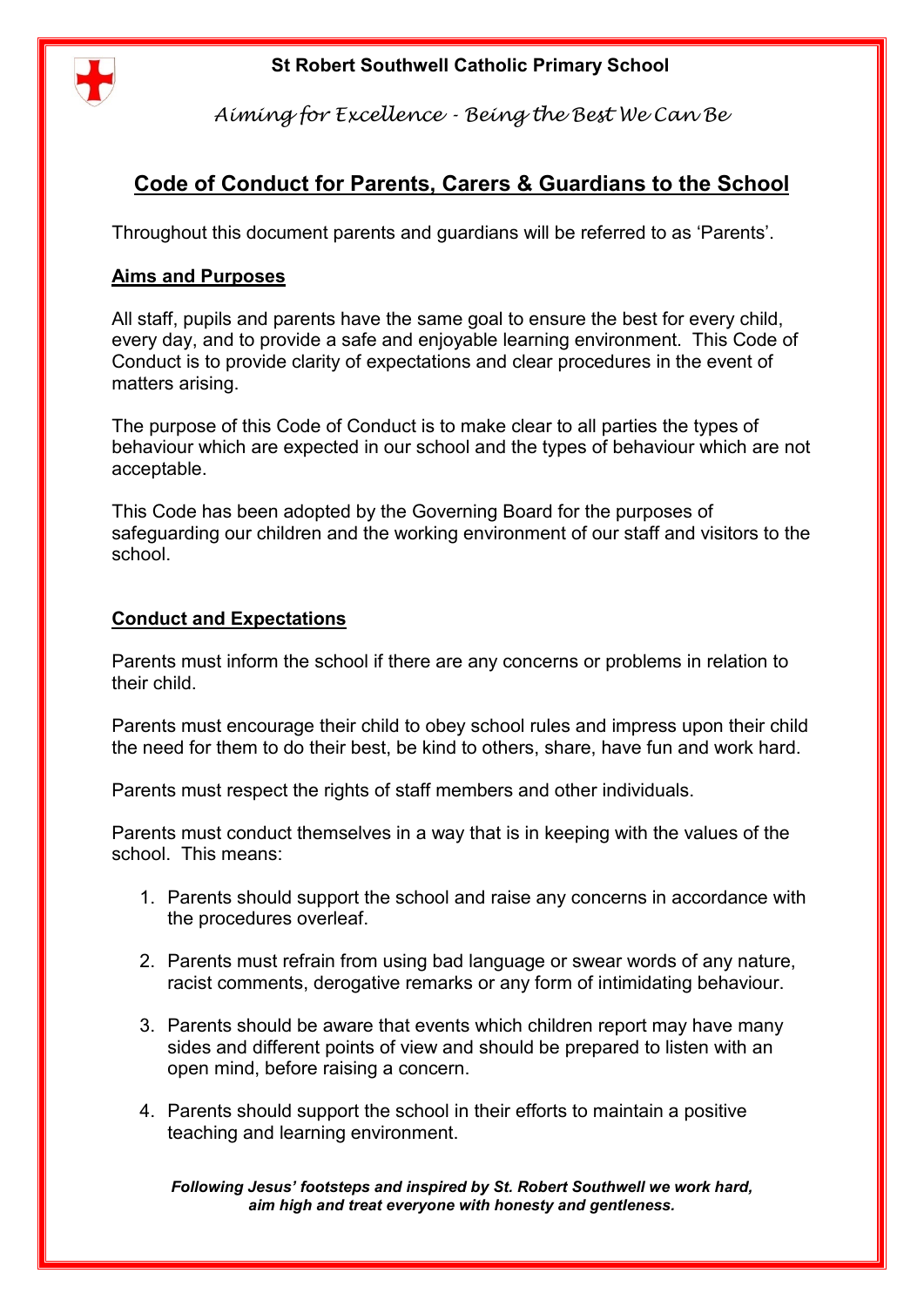**St Robert Southwell Catholic Primary School**

*Aiming for Excellence - Being the Best We Can Be*

# Code of Conduct for Parents, Carers & Guardians to the School

Throughout this document parents and guardians will be referred to as 'Parents'.

## Aims and Purposes

All staff, pupils and parents have the same goal to ensure the best for every child, every day, and to provide a safe and enjoyable learning environment. This Code of Conduct is to provide clarity of expectations and clear procedures in the event of matters arising.

The purpose of this Code of Conduct is to make clear to all parties the types of behaviour which are expected in our school and the types of behaviour which are not acceptable.

This Code has been adopted by the Governing Board for the purposes of safeguarding our children and the working environment of our staff and visitors to the school.

## Conduct and Expectations

Parents must inform the school if there are any concerns or problems in relation to their child.

Parents must encourage their child to obey school rules and impress upon their child the need for them to do their best, be kind to others, share, have fun and work hard.

Parents must respect the rights of staff members and other individuals.

Parents must conduct themselves in a way that is in keeping with the values of the school. This means:

1. Parents should support the school and raise any concerns in accordance with the procedures overleaf.
2. Parents must refrain from using bad language or swear words of any nature, racist comments, derogative remarks or any form of intimidating behaviour.
3. Parents should be aware that events which children report may have many sides and different points of view and should be prepared to listen with an open mind, before raising a concern.
4. Parents should support the school in their efforts to maintain a positive teaching and learning environment.

***Following Jesus' footsteps and inspired by St. Robert Southwell we work hard, aim high and treat everyone with honesty and gentleness.***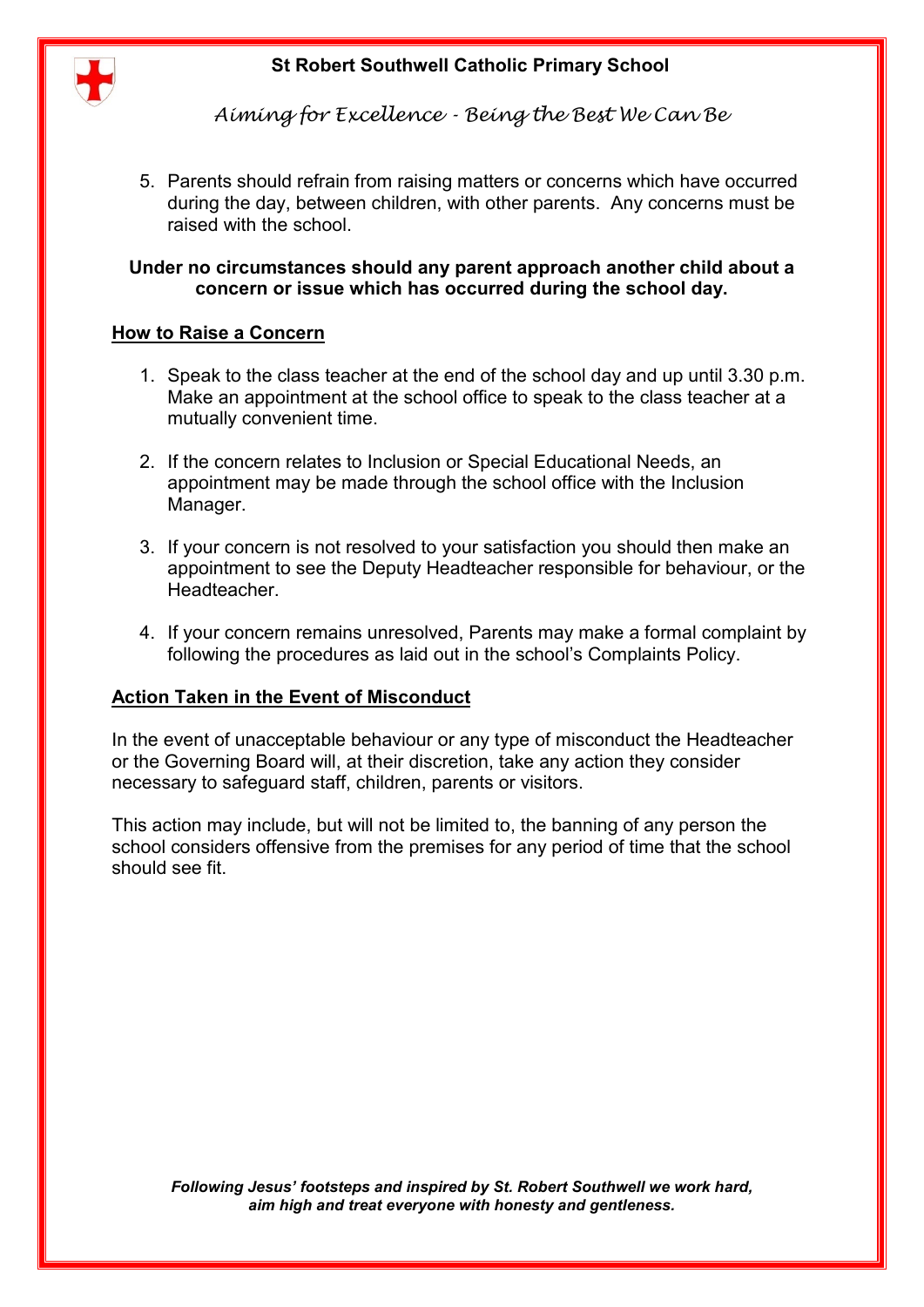5. Parents should refrain from raising matters or concerns which have occurred during the day, between children, with other parents. Any concerns must be raised with the school.

**Under no circumstances should any parent approach another child about a concern or issue which has occurred during the school day.**

## How to Raise a Concern

1. Speak to the class teacher at the end of the school day and up until 3.30 p.m. Make an appointment at the school office to speak to the class teacher at a mutually convenient time.

2. If the concern relates to Inclusion or Special Educational Needs, an appointment may be made through the school office with the Inclusion Manager.

3. If your concern is not resolved to your satisfaction you should then make an appointment to see the Deputy Headteacher responsible for behaviour, or the Headteacher.

4. If your concern remains unresolved, Parents may make a formal complaint by following the procedures as laid out in the school's Complaints Policy.

## Action Taken in the Event of Misconduct

In the event of unacceptable behaviour or any type of misconduct the Headteacher or the Governing Board will, at their discretion, take any action they consider necessary to safeguard staff, children, parents or visitors.

This action may include, but will not be limited to, the banning of any person the school considers offensive from the premises for any period of time that the school should see fit.